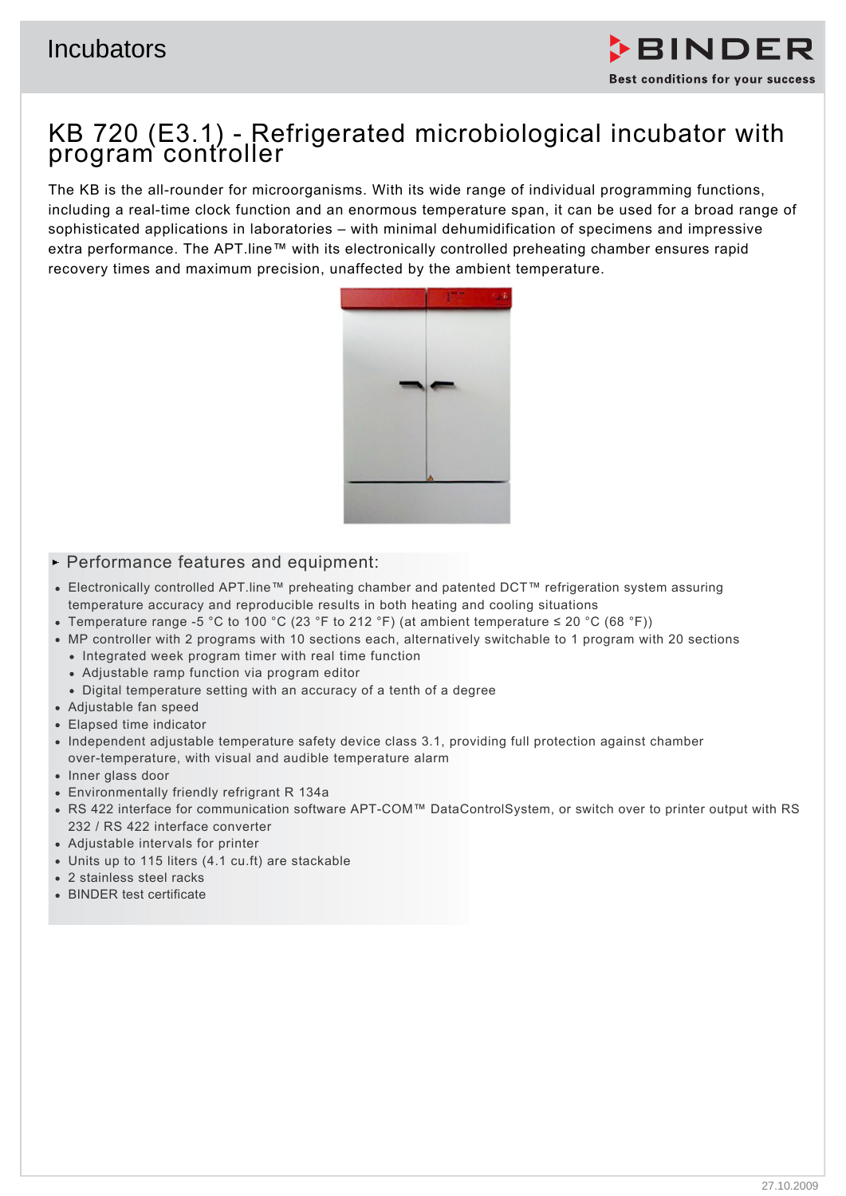# KB 720 (E3.1) - Refrigerated microbiological incubator with program controller

The KB is the all-rounder for microorganisms. With its wide range of individual programming functions, including a real-time clock function and an enormous temperature span, it can be used for a broad range of sophisticated applications in laboratories – with minimal dehumidification of specimens and impressive extra performance. The APT.line™ with its electronically controlled preheating chamber ensures rapid recovery times and maximum precision, unaffected by the ambient temperature.

## Performance features and equipment:

- Electronically controlled APT.line™ preheating chamber and patented DCT™ refrigeration system assuring temperature accuracy and reproducible results in both heating and cooling situations
- Temperature range -5 °C to 100 °C (23 °F to 212 °F) (at ambient temperature ≤ 20 °C (68 °F))
- MP controller with 2 programs with 10 sections each, alternatively switchable to 1 program with 20 sections
  - Integrated week program timer with real time function
  - Adjustable ramp function via program editor
  - Digital temperature setting with an accuracy of a tenth of a degree
- Adjustable fan speed
- Elapsed time indicator
- Independent adjustable temperature safety device class 3.1, providing full protection against chamber over-temperature, with visual and audible temperature alarm
- Inner glass door
- Environmentally friendly refrigrant R 134a
- RS 422 interface for communication software APT-COM™ DataControlSystem, or switch over to printer output with RS 232 / RS 422 interface converter
- Adjustable intervals for printer
- Units up to 115 liters (4.1 cu.ft) are stackable
- 2 stainless steel racks
- BINDER test certificate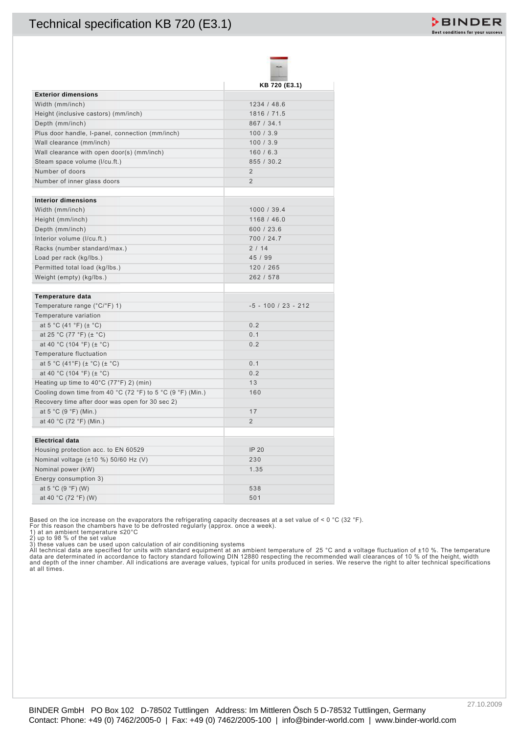# Technical specification KB 720 (E3.1)

| | KB 720 (E3.1) |
|---|---|
| **Exterior dimensions** | |
| Width (mm/inch) | 1234 / 48.6 |
| Height (inclusive castors) (mm/inch) | 1816 / 71.5 |
| Depth (mm/inch) | 867 / 34.1 |
| Plus door handle, I-panel, connection (mm/inch) | 100 / 3.9 |
| Wall clearance (mm/inch) | 100 / 3.9 |
| Wall clearance with open door(s) (mm/inch) | 160 / 6.3 |
| Steam space volume (l/cu.ft.) | 855 / 30.2 |
| Number of doors | 2 |
| Number of inner glass doors | 2 |
| | |
| **Interior dimensions** | |
| Width (mm/inch) | 1000 / 39.4 |
| Height (mm/inch) | 1168 / 46.0 |
| Depth (mm/inch) | 600 / 23.6 |
| Interior volume (l/cu.ft.) | 700 / 24.7 |
| Racks (number standard/max.) | 2 / 14 |
| Load per rack (kg/lbs.) | 45 / 99 |
| Permitted total load (kg/lbs.) | 120 / 265 |
| Weight (empty) (kg/lbs.) | 262 / 578 |
| | |
| **Temperature data** | |
| Temperature range (°C/°F) 1) | -5 - 100 / 23 - 212 |
| Temperature variation | |
| at 5 °C (41 °F) (± °C) | 0.2 |
| at 25 °C (77 °F) (± °C) | 0.1 |
| at 40 °C (104 °F) (± °C) | 0.2 |
| Temperature fluctuation | |
| at 5 °C (41°F) (± °C) (± °C) | 0.1 |
| at 40 °C (104 °F) (± °C) | 0.2 |
| Heating up time to 40°C (77°F) 2) (min) | 13 |
| Cooling down time from 40 °C (72 °F) to 5 °C (9 °F) (Min.) | 160 |
| Recovery time after door was open for 30 sec 2) | |
| at 5 °C (9 °F) (Min.) | 17 |
| at 40 °C (72 °F) (Min.) | 2 |
| | |
| **Electrical data** | |
| Housing protection acc. to EN 60529 | IP 20 |
| Nominal voltage (±10 %) 50/60 Hz (V) | 230 |
| Nominal power (kW) | 1.35 |
| Energy consumption 3) | |
| at 5 °C (9 °F) (W) | 538 |
| at 40 °C (72 °F) (W) | 501 |

Based on the ice increase on the evaporators the refrigerating capacity decreases at a set value of < 0 °C (32 °F).
For this reason the chambers have to be defrosted regularly (approx. once a week).
1) at an ambient temperature ≤20°C
2) up to 98 % of the set value
3) these values can be used upon calculation of air conditioning systems
All technical data are specified for units with standard equipment at an ambient temperature of 25 °C and a voltage fluctuation of ±10 %. The temperature data are determinated in accordance to factory standard following DIN 12880 respecting the recommended wall clearances of 10 % of the height, width and depth of the inner chamber. All indications are average values, typical for units produced in series. We reserve the right to alter technical specifications at all times.

BINDER GmbH PO Box 102 D-78502 Tuttlingen Address: Im Mittleren Ösch 5 D-78532 Tuttlingen, Germany
Contact: Phone: +49 (0) 7462/2005-0 | Fax: +49 (0) 7462/2005-100 | info@binder-world.com | www.binder-world.com

27.10.2009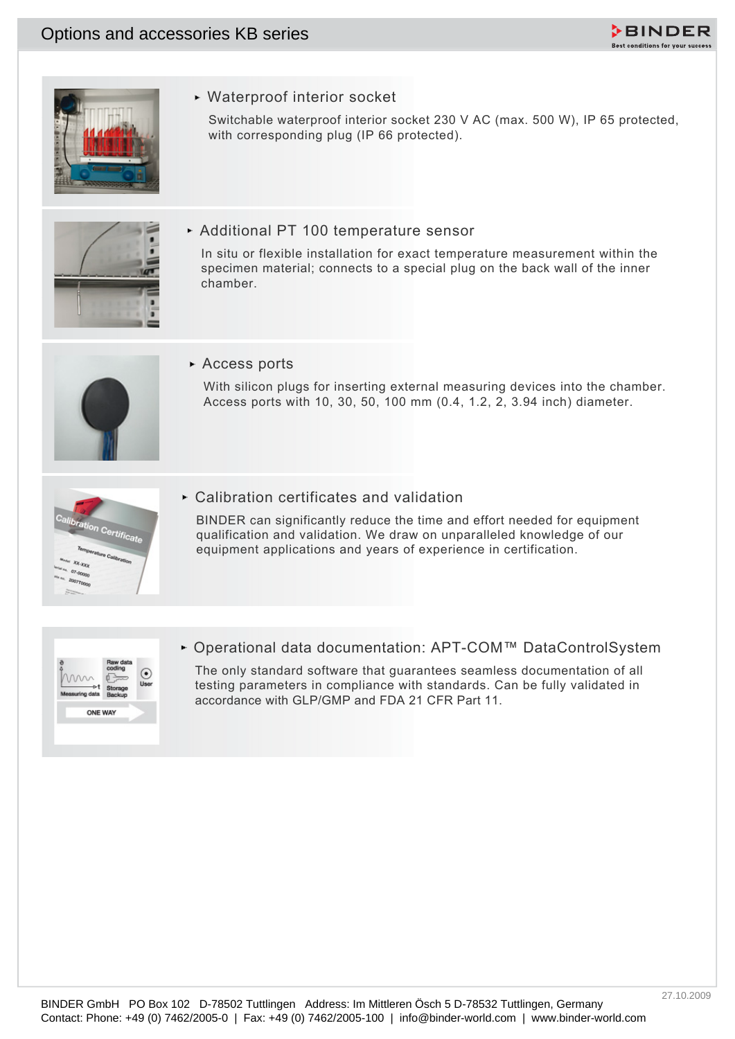# Options and accessories KB series

## Waterproof interior socket

Switchable waterproof interior socket 230 V AC (max. 500 W), IP 65 protected, with corresponding plug (IP 66 protected).

## Additional PT 100 temperature sensor

In situ or flexible installation for exact temperature measurement within the specimen material; connects to a special plug on the back wall of the inner chamber.

## Access ports

With silicon plugs for inserting external measuring devices into the chamber. Access ports with 10, 30, 50, 100 mm (0.4, 1.2, 2, 3.94 inch) diameter.

## Calibration certificates and validation

BINDER can significantly reduce the time and effort needed for equipment qualification and validation. We draw on unparalleled knowledge of our equipment applications and years of experience in certification.

## Operational data documentation: APT-COM™ DataControlSystem

The only standard software that guarantees seamless documentation of all testing parameters in compliance with standards. Can be fully validated in accordance with GLP/GMP and FDA 21 CFR Part 11.

27.10.2009

BINDER GmbH PO Box 102 D-78502 Tuttlingen Address: Im Mittleren Ösch 5 D-78532 Tuttlingen, Germany
Contact: Phone: +49 (0) 7462/2005-0 | Fax: +49 (0) 7462/2005-100 | info@binder-world.com | www.binder-world.com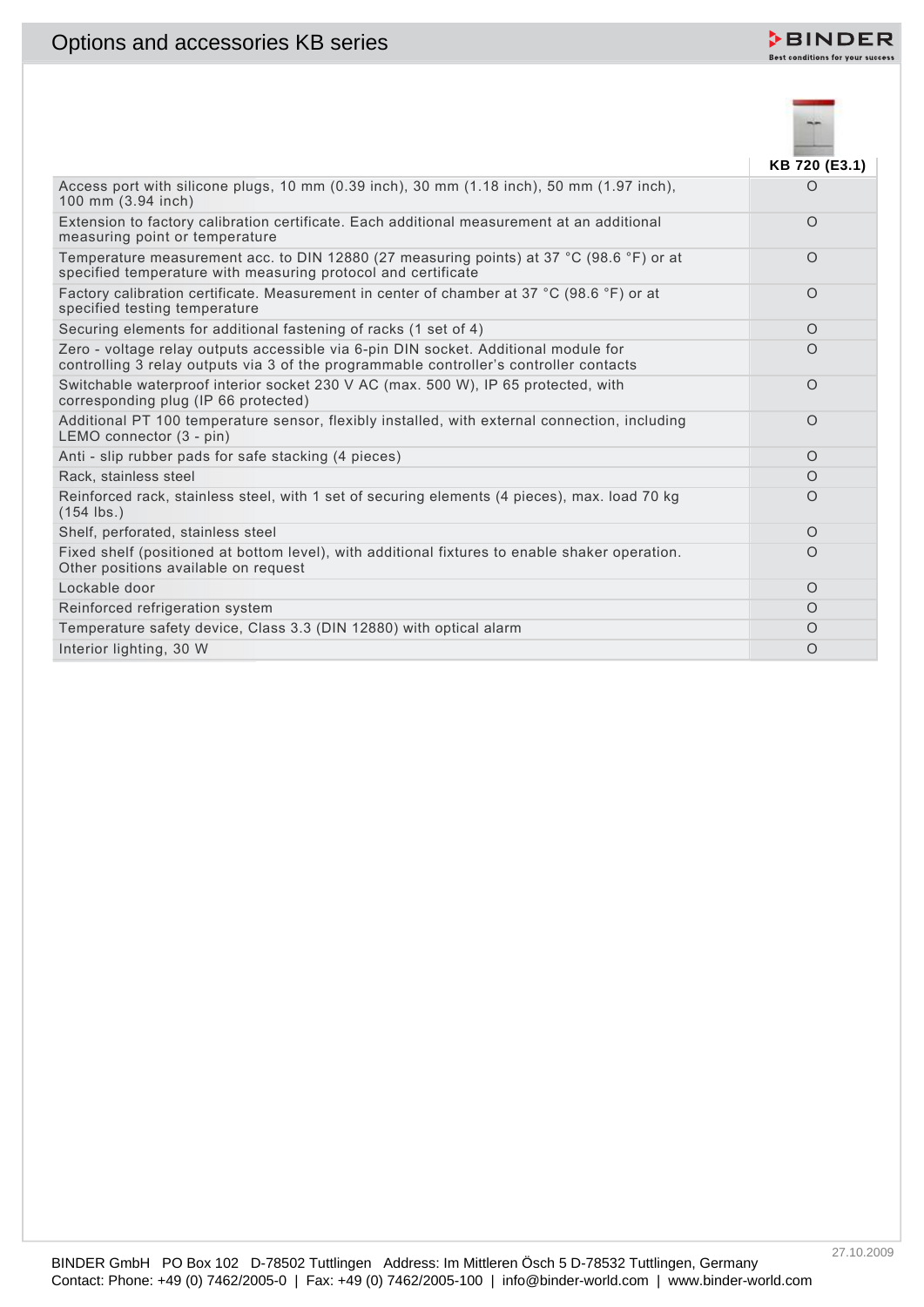# Options and accessories KB series

| | KB 720 (E3.1) |
|---|---|
| Access port with silicone plugs, 10 mm (0.39 inch), 30 mm (1.18 inch), 50 mm (1.97 inch), 100 mm (3.94 inch) | O |
| Extension to factory calibration certificate. Each additional measurement at an additional measuring point or temperature | O |
| Temperature measurement acc. to DIN 12880 (27 measuring points) at 37 °C (98.6 °F) or at specified temperature with measuring protocol and certificate | O |
| Factory calibration certificate. Measurement in center of chamber at 37 °C (98.6 °F) or at specified testing temperature | O |
| Securing elements for additional fastening of racks (1 set of 4) | O |
| Zero - voltage relay outputs accessible via 6-pin DIN socket. Additional module for controlling 3 relay outputs via 3 of the programmable controller's controller contacts | O |
| Switchable waterproof interior socket 230 V AC (max. 500 W), IP 65 protected, with corresponding plug (IP 66 protected) | O |
| Additional PT 100 temperature sensor, flexibly installed, with external connection, including LEMO connector (3 - pin) | O |
| Anti - slip rubber pads for safe stacking (4 pieces) | O |
| Rack, stainless steel | O |
| Reinforced rack, stainless steel, with 1 set of securing elements (4 pieces), max. load 70 kg (154 lbs.) | O |
| Shelf, perforated, stainless steel | O |
| Fixed shelf (positioned at bottom level), with additional fixtures to enable shaker operation. Other positions available on request | O |
| Lockable door | O |
| Reinforced refrigeration system | O |
| Temperature safety device, Class 3.3 (DIN 12880) with optical alarm | O |
| Interior lighting, 30 W | O |

BINDER GmbH PO Box 102 D-78502 Tuttlingen Address: Im Mittleren Ösch 5 D-78532 Tuttlingen, Germany
Contact: Phone: +49 (0) 7462/2005-0 | Fax: +49 (0) 7462/2005-100 | info@binder-world.com | www.binder-world.com

27.10.2009